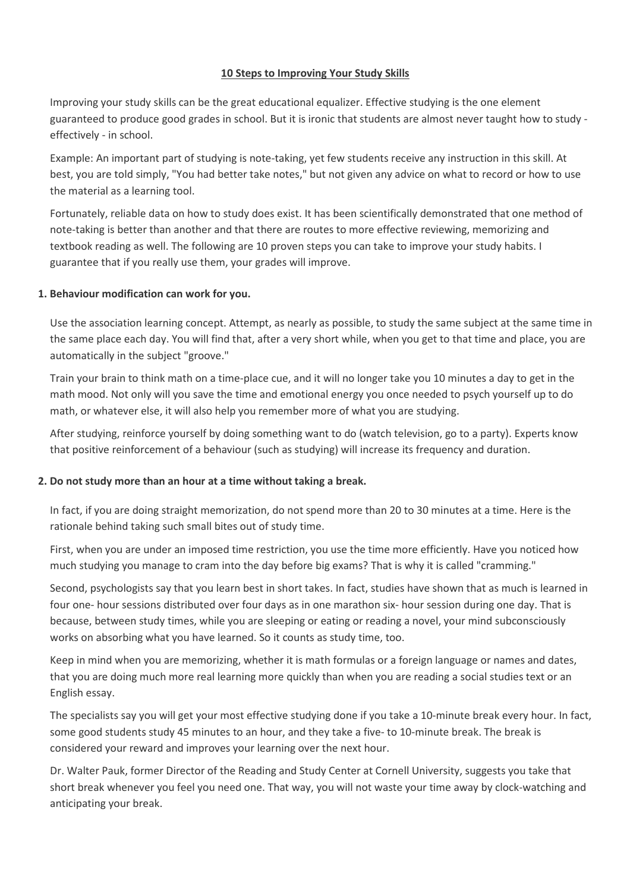# 10 Steps to Improving Your Study Skills

Improving your study skills can be the great educational equalizer. Effective studying is the one element guaranteed to produce good grades in school. But it is ironic that students are almost never taught how to study - effectively - in school.

Example: An important part of studying is note-taking, yet few students receive any instruction in this skill. At best, you are told simply, "You had better take notes," but not given any advice on what to record or how to use the material as a learning tool.

Fortunately, reliable data on how to study does exist. It has been scientifically demonstrated that one method of note-taking is better than another and that there are routes to more effective reviewing, memorizing and textbook reading as well. The following are 10 proven steps you can take to improve your study habits. I guarantee that if you really use them, your grades will improve.

**1. Behaviour modification can work for you.**

Use the association learning concept. Attempt, as nearly as possible, to study the same subject at the same time in the same place each day. You will find that, after a very short while, when you get to that time and place, you are automatically in the subject "groove."

Train your brain to think math on a time-place cue, and it will no longer take you 10 minutes a day to get in the math mood. Not only will you save the time and emotional energy you once needed to psych yourself up to do math, or whatever else, it will also help you remember more of what you are studying.

After studying, reinforce yourself by doing something want to do (watch television, go to a party). Experts know that positive reinforcement of a behaviour (such as studying) will increase its frequency and duration.

**2. Do not study more than an hour at a time without taking a break.**

In fact, if you are doing straight memorization, do not spend more than 20 to 30 minutes at a time. Here is the rationale behind taking such small bites out of study time.

First, when you are under an imposed time restriction, you use the time more efficiently. Have you noticed how much studying you manage to cram into the day before big exams? That is why it is called "cramming."

Second, psychologists say that you learn best in short takes. In fact, studies have shown that as much is learned in four one- hour sessions distributed over four days as in one marathon six- hour session during one day. That is because, between study times, while you are sleeping or eating or reading a novel, your mind subconsciously works on absorbing what you have learned. So it counts as study time, too.

Keep in mind when you are memorizing, whether it is math formulas or a foreign language or names and dates, that you are doing much more real learning more quickly than when you are reading a social studies text or an English essay.

The specialists say you will get your most effective studying done if you take a 10-minute break every hour. In fact, some good students study 45 minutes to an hour, and they take a five- to 10-minute break. The break is considered your reward and improves your learning over the next hour.

Dr. Walter Pauk, former Director of the Reading and Study Center at Cornell University, suggests you take that short break whenever you feel you need one. That way, you will not waste your time away by clock-watching and anticipating your break.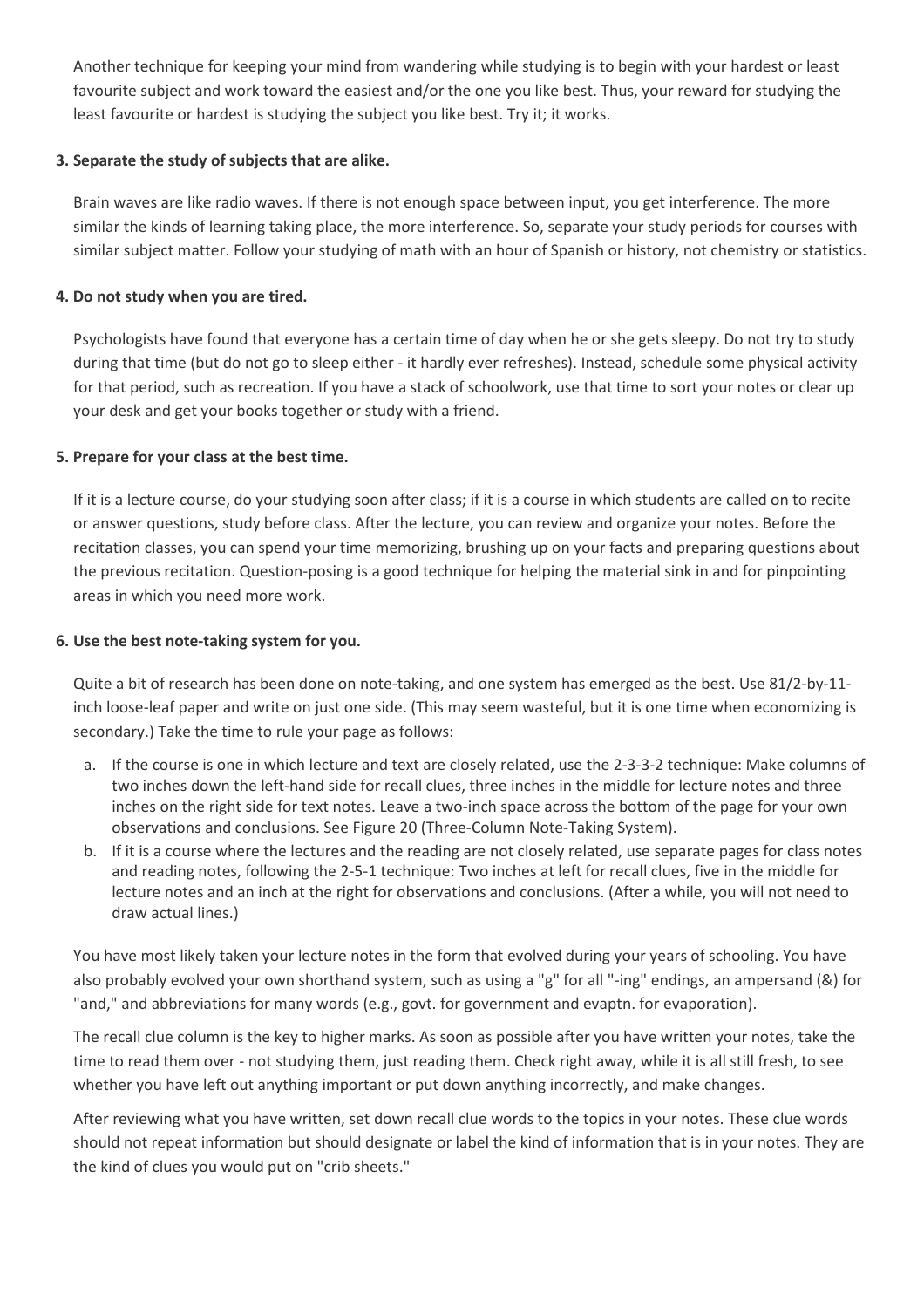Another technique for keeping your mind from wandering while studying is to begin with your hardest or least favourite subject and work toward the easiest and/or the one you like best. Thus, your reward for studying the least favourite or hardest is studying the subject you like best. Try it; it works.

**3. Separate the study of subjects that are alike.**

Brain waves are like radio waves. If there is not enough space between input, you get interference. The more similar the kinds of learning taking place, the more interference. So, separate your study periods for courses with similar subject matter. Follow your studying of math with an hour of Spanish or history, not chemistry or statistics.

**4. Do not study when you are tired.**

Psychologists have found that everyone has a certain time of day when he or she gets sleepy. Do not try to study during that time (but do not go to sleep either - it hardly ever refreshes). Instead, schedule some physical activity for that period, such as recreation. If you have a stack of schoolwork, use that time to sort your notes or clear up your desk and get your books together or study with a friend.

**5. Prepare for your class at the best time.**

If it is a lecture course, do your studying soon after class; if it is a course in which students are called on to recite or answer questions, study before class. After the lecture, you can review and organize your notes. Before the recitation classes, you can spend your time memorizing, brushing up on your facts and preparing questions about the previous recitation. Question-posing is a good technique for helping the material sink in and for pinpointing areas in which you need more work.

**6. Use the best note-taking system for you.**

Quite a bit of research has been done on note-taking, and one system has emerged as the best. Use 81/2-by-11-inch loose-leaf paper and write on just one side. (This may seem wasteful, but it is one time when economizing is secondary.) Take the time to rule your page as follows:

a. If the course is one in which lecture and text are closely related, use the 2-3-3-2 technique: Make columns of two inches down the left-hand side for recall clues, three inches in the middle for lecture notes and three inches on the right side for text notes. Leave a two-inch space across the bottom of the page for your own observations and conclusions. See Figure 20 (Three-Column Note-Taking System).
b. If it is a course where the lectures and the reading are not closely related, use separate pages for class notes and reading notes, following the 2-5-1 technique: Two inches at left for recall clues, five in the middle for lecture notes and an inch at the right for observations and conclusions. (After a while, you will not need to draw actual lines.)

You have most likely taken your lecture notes in the form that evolved during your years of schooling. You have also probably evolved your own shorthand system, such as using a "g" for all "-ing" endings, an ampersand (&) for "and," and abbreviations for many words (e.g., govt. for government and evaptn. for evaporation).

The recall clue column is the key to higher marks. As soon as possible after you have written your notes, take the time to read them over - not studying them, just reading them. Check right away, while it is all still fresh, to see whether you have left out anything important or put down anything incorrectly, and make changes.

After reviewing what you have written, set down recall clue words to the topics in your notes. These clue words should not repeat information but should designate or label the kind of information that is in your notes. They are the kind of clues you would put on "crib sheets."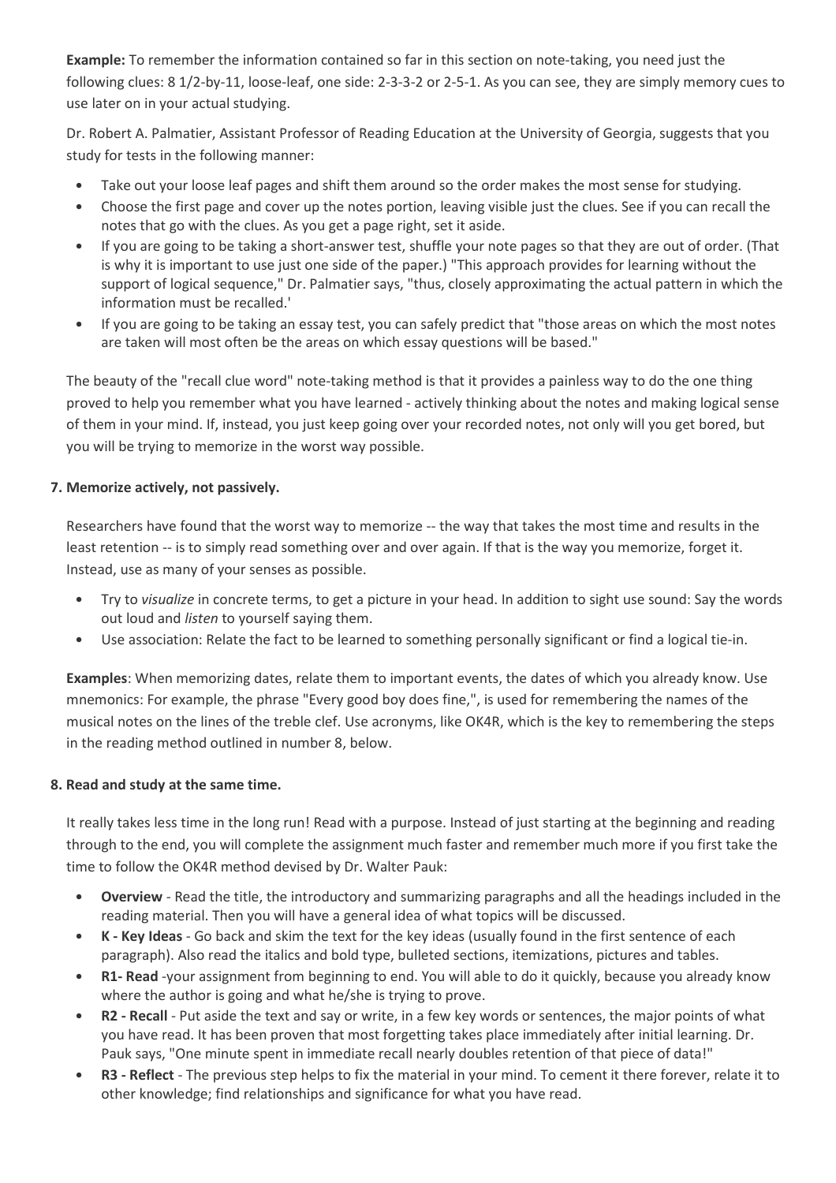**Example:** To remember the information contained so far in this section on note-taking, you need just the following clues: 8 1/2-by-11, loose-leaf, one side: 2-3-3-2 or 2-5-1. As you can see, they are simply memory cues to use later on in your actual studying.

Dr. Robert A. Palmatier, Assistant Professor of Reading Education at the University of Georgia, suggests that you study for tests in the following manner:

- Take out your loose leaf pages and shift them around so the order makes the most sense for studying.
- Choose the first page and cover up the notes portion, leaving visible just the clues. See if you can recall the notes that go with the clues. As you get a page right, set it aside.
- If you are going to be taking a short-answer test, shuffle your note pages so that they are out of order. (That is why it is important to use just one side of the paper.) "This approach provides for learning without the support of logical sequence," Dr. Palmatier says, "thus, closely approximating the actual pattern in which the information must be recalled.'
- If you are going to be taking an essay test, you can safely predict that "those areas on which the most notes are taken will most often be the areas on which essay questions will be based."

The beauty of the "recall clue word" note-taking method is that it provides a painless way to do the one thing proved to help you remember what you have learned - actively thinking about the notes and making logical sense of them in your mind. If, instead, you just keep going over your recorded notes, not only will you get bored, but you will be trying to memorize in the worst way possible.

**7. Memorize actively, not passively.**

Researchers have found that the worst way to memorize -- the way that takes the most time and results in the least retention -- is to simply read something over and over again. If that is the way you memorize, forget it. Instead, use as many of your senses as possible.

- Try to *visualize* in concrete terms, to get a picture in your head. In addition to sight use sound: Say the words out loud and *listen* to yourself saying them.
- Use association: Relate the fact to be learned to something personally significant or find a logical tie-in.

**Examples**: When memorizing dates, relate them to important events, the dates of which you already know. Use mnemonics: For example, the phrase "Every good boy does fine,", is used for remembering the names of the musical notes on the lines of the treble clef. Use acronyms, like OK4R, which is the key to remembering the steps in the reading method outlined in number 8, below.

**8. Read and study at the same time.**

It really takes less time in the long run! Read with a purpose. Instead of just starting at the beginning and reading through to the end, you will complete the assignment much faster and remember much more if you first take the time to follow the OK4R method devised by Dr. Walter Pauk:

- **Overview** - Read the title, the introductory and summarizing paragraphs and all the headings included in the reading material. Then you will have a general idea of what topics will be discussed.
- **K - Key Ideas** - Go back and skim the text for the key ideas (usually found in the first sentence of each paragraph). Also read the italics and bold type, bulleted sections, itemizations, pictures and tables.
- **R1- Read** -your assignment from beginning to end. You will able to do it quickly, because you already know where the author is going and what he/she is trying to prove.
- **R2 - Recall** - Put aside the text and say or write, in a few key words or sentences, the major points of what you have read. It has been proven that most forgetting takes place immediately after initial learning. Dr. Pauk says, "One minute spent in immediate recall nearly doubles retention of that piece of data!"
- **R3 - Reflect** - The previous step helps to fix the material in your mind. To cement it there forever, relate it to other knowledge; find relationships and significance for what you have read.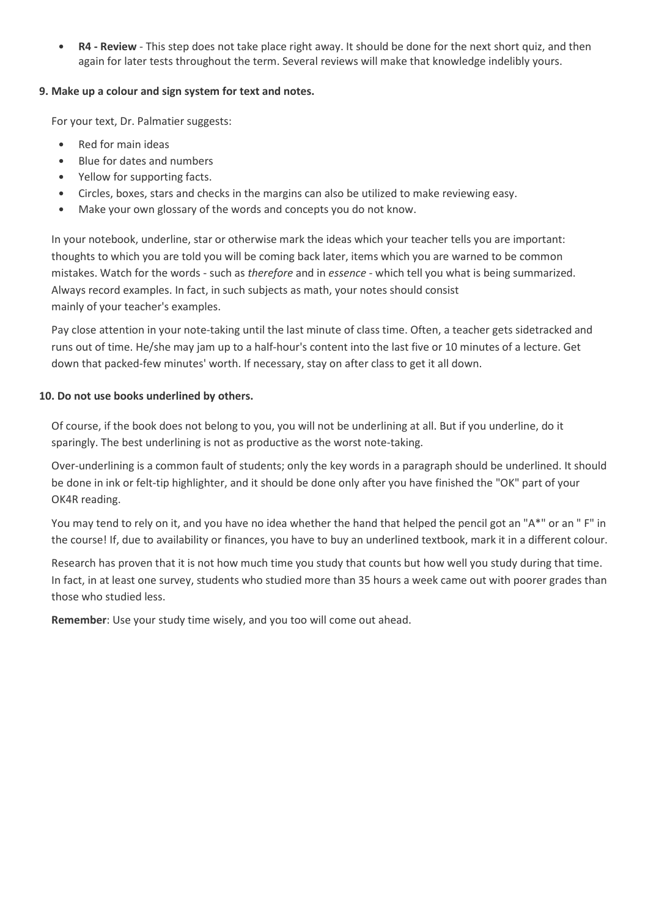- **R4 - Review** - This step does not take place right away. It should be done for the next short quiz, and then again for later tests throughout the term. Several reviews will make that knowledge indelibly yours.

**9. Make up a colour and sign system for text and notes.**

For your text, Dr. Palmatier suggests:

- Red for main ideas
- Blue for dates and numbers
- Yellow for supporting facts.
- Circles, boxes, stars and checks in the margins can also be utilized to make reviewing easy.
- Make your own glossary of the words and concepts you do not know.

In your notebook, underline, star or otherwise mark the ideas which your teacher tells you are important: thoughts to which you are told you will be coming back later, items which you are warned to be common mistakes. Watch for the words - such as *therefore* and in *essence* - which tell you what is being summarized. Always record examples. In fact, in such subjects as math, your notes should consist mainly of your teacher's examples.

Pay close attention in your note-taking until the last minute of class time. Often, a teacher gets sidetracked and runs out of time. He/she may jam up to a half-hour's content into the last five or 10 minutes of a lecture. Get down that packed-few minutes' worth. If necessary, stay on after class to get it all down.

**10. Do not use books underlined by others.**

Of course, if the book does not belong to you, you will not be underlining at all. But if you underline, do it sparingly. The best underlining is not as productive as the worst note-taking.

Over-underlining is a common fault of students; only the key words in a paragraph should be underlined. It should be done in ink or felt-tip highlighter, and it should be done only after you have finished the "OK" part of your OK4R reading.

You may tend to rely on it, and you have no idea whether the hand that helped the pencil got an "A*" or an " F" in the course! If, due to availability or finances, you have to buy an underlined textbook, mark it in a different colour.

Research has proven that it is not how much time you study that counts but how well you study during that time. In fact, in at least one survey, students who studied more than 35 hours a week came out with poorer grades than those who studied less.

**Remember**: Use your study time wisely, and you too will come out ahead.